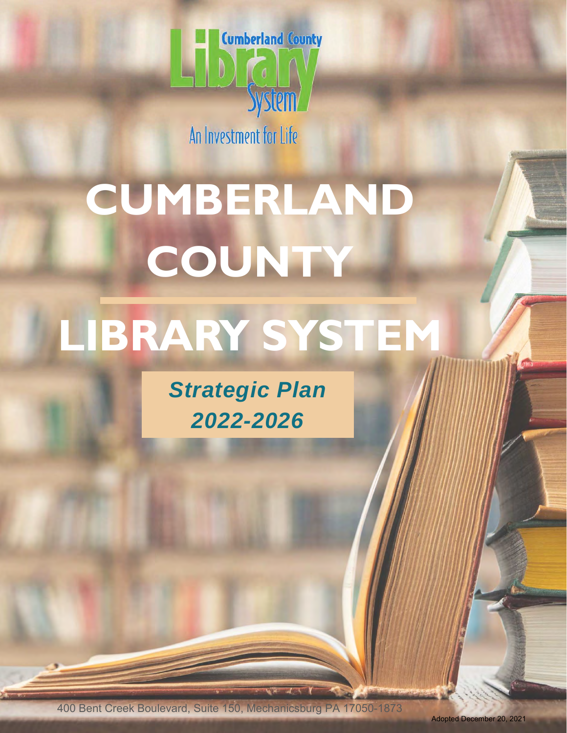Cumberland County Library System

An Investment for Life

# CUMBERLAND COUNTY LIBRARY SYSTEM

## *Strategic Plan 2022-2026*

400 Bent Creek Boulevard, Suite 150, Mechanicsburg PA 17050-1873

Adopted December 20, 2021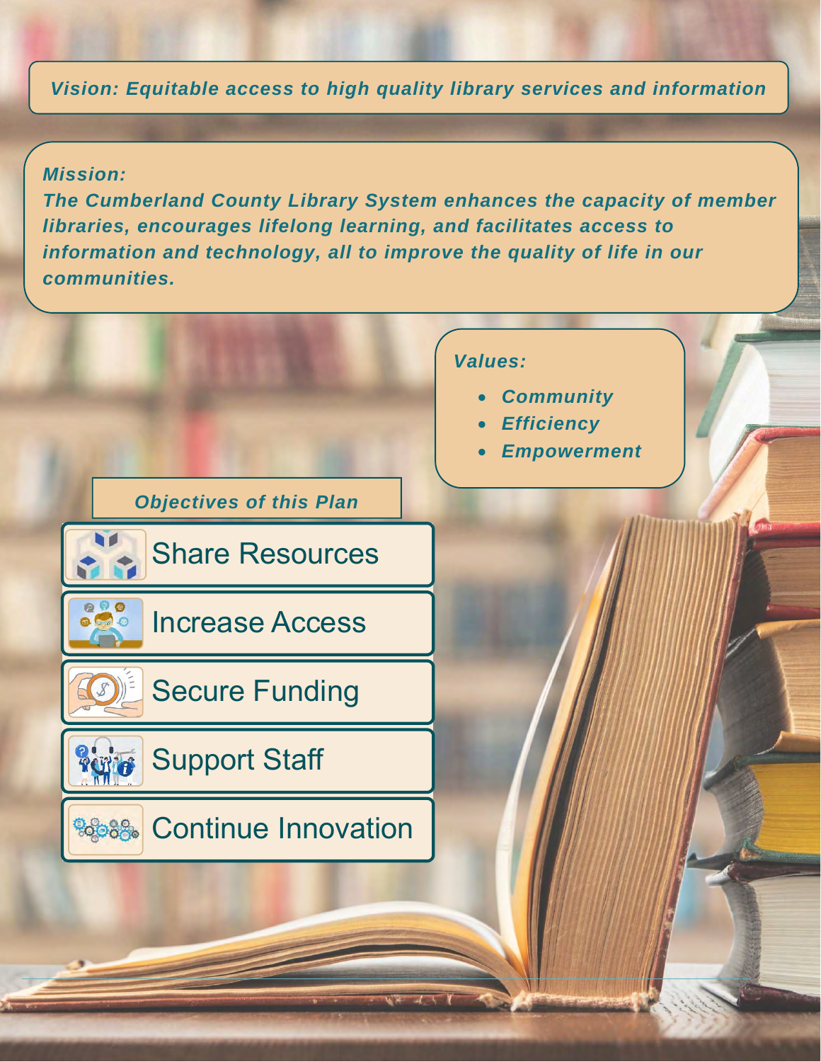***Vision: Equitable access to high quality library services and information***

***Mission:***

***The Cumberland County Library System enhances the capacity of member libraries, encourages lifelong learning, and facilitates access to information and technology, all to improve the quality of life in our communities.***

***Values:***

- ***Community***
- ***Efficiency***
- ***Empowerment***

***Objectives of this Plan***

- Share Resources
- Increase Access
- Secure Funding
- Support Staff
- Continue Innovation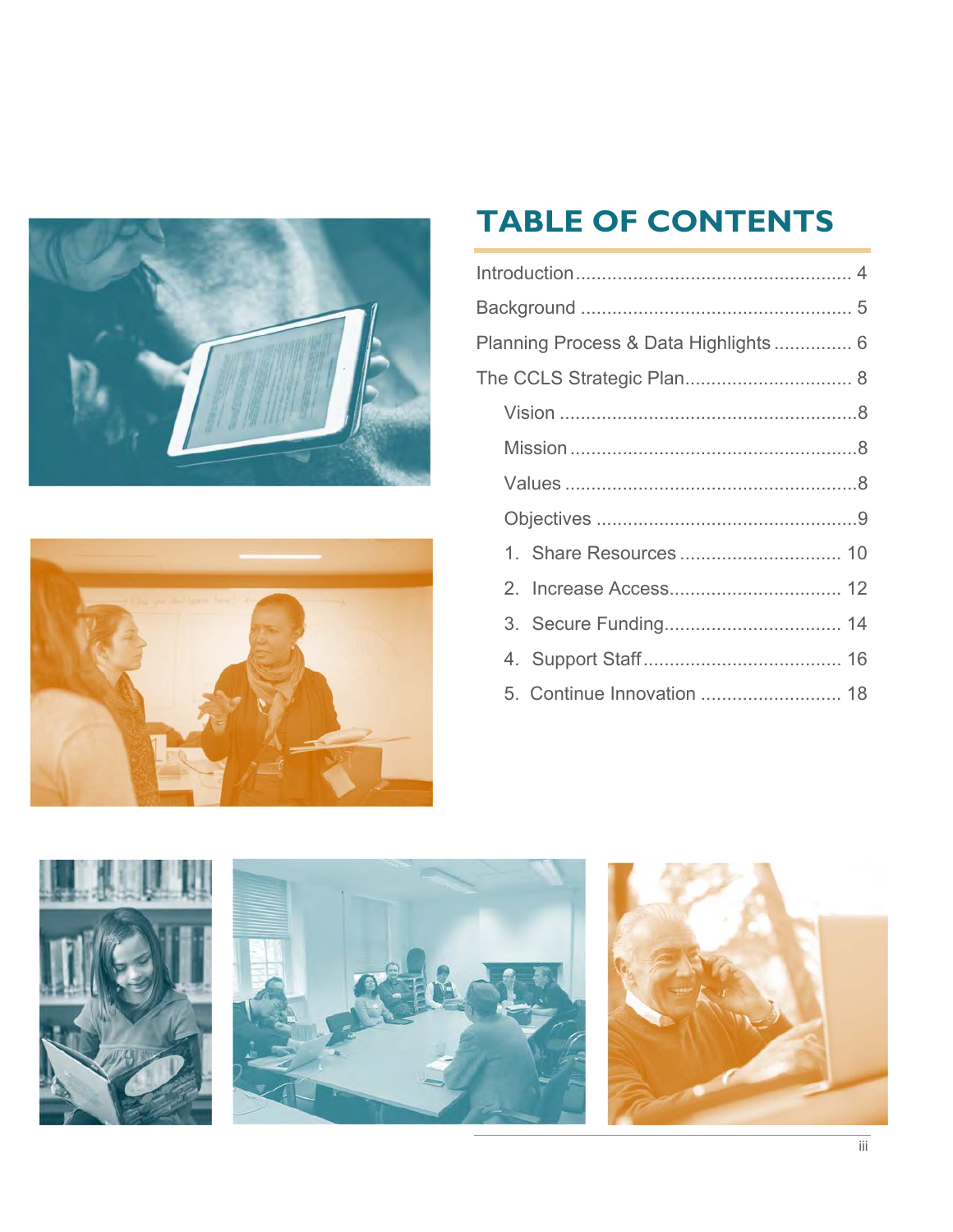# TABLE OF CONTENTS

Introduction .................................................... 4

Background .................................................... 5

Planning Process & Data Highlights ............... 6

The CCLS Strategic Plan ................................ 8

- Vision ........................................................ 8
- Mission ...................................................... 8
- Values ....................................................... 8
- Objectives ................................................. 9
  1. Share Resources ............................... 10
  2. Increase Access ................................. 12
  3. Secure Funding .................................. 14
  4. Support Staff ...................................... 16
  5. Continue Innovation ........................... 18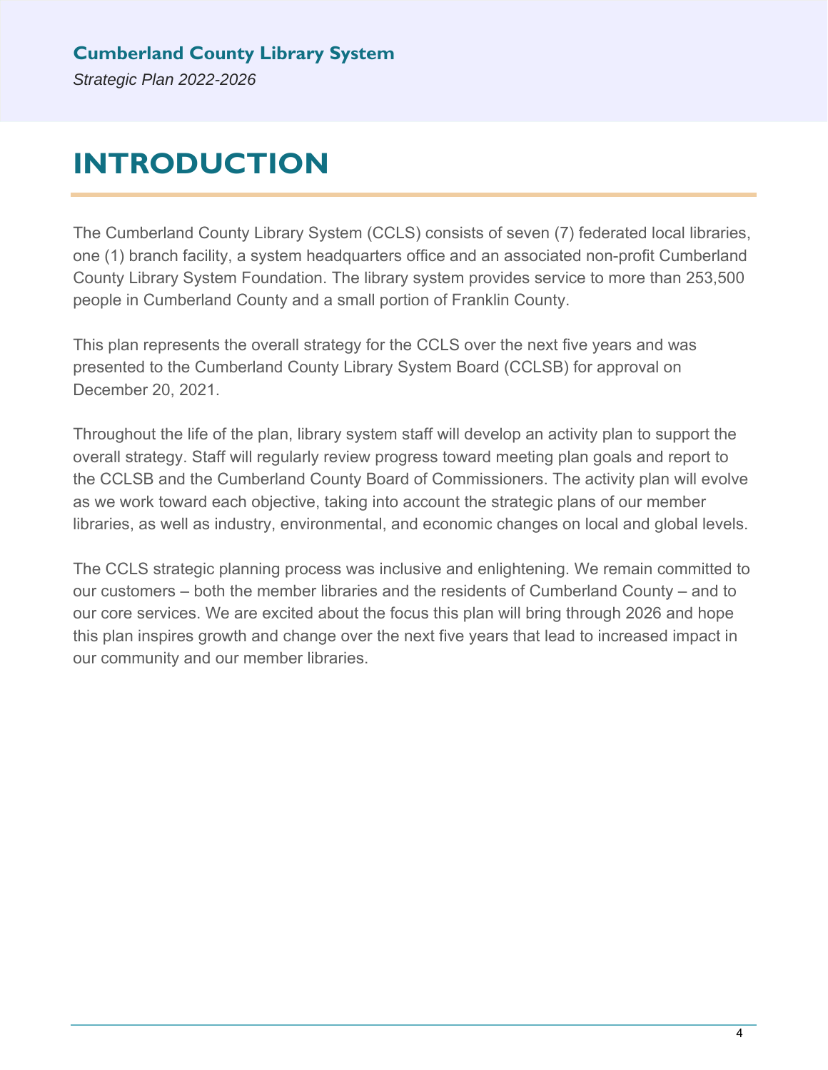# INTRODUCTION

The Cumberland County Library System (CCLS) consists of seven (7) federated local libraries, one (1) branch facility, a system headquarters office and an associated non-profit Cumberland County Library System Foundation. The library system provides service to more than 253,500 people in Cumberland County and a small portion of Franklin County.

This plan represents the overall strategy for the CCLS over the next five years and was presented to the Cumberland County Library System Board (CCLSB) for approval on December 20, 2021.

Throughout the life of the plan, library system staff will develop an activity plan to support the overall strategy. Staff will regularly review progress toward meeting plan goals and report to the CCLSB and the Cumberland County Board of Commissioners. The activity plan will evolve as we work toward each objective, taking into account the strategic plans of our member libraries, as well as industry, environmental, and economic changes on local and global levels.

The CCLS strategic planning process was inclusive and enlightening. We remain committed to our customers – both the member libraries and the residents of Cumberland County – and to our core services. We are excited about the focus this plan will bring through 2026 and hope this plan inspires growth and change over the next five years that lead to increased impact in our community and our member libraries.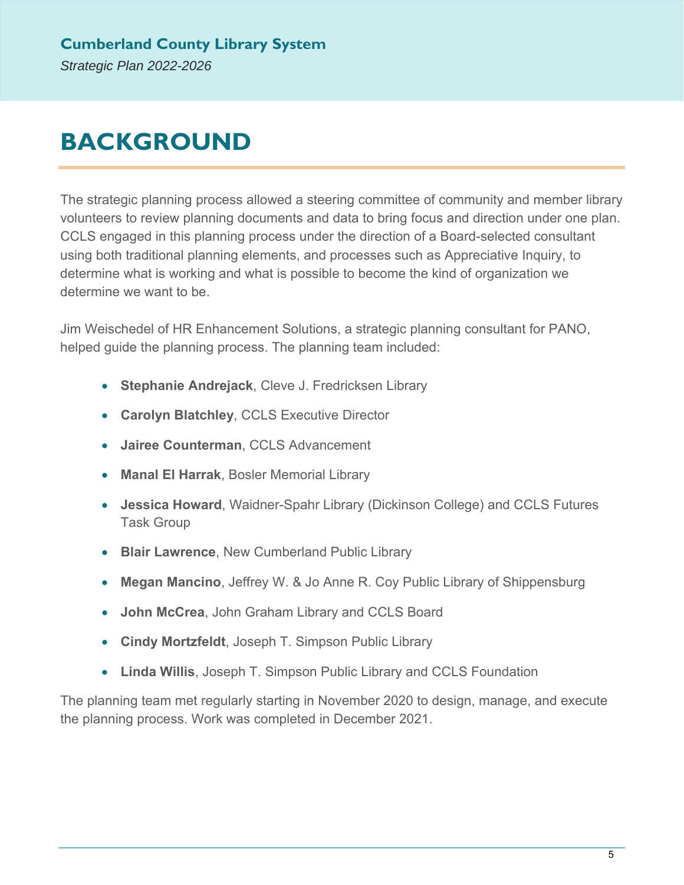# BACKGROUND

The strategic planning process allowed a steering committee of community and member library volunteers to review planning documents and data to bring focus and direction under one plan. CCLS engaged in this planning process under the direction of a Board-selected consultant using both traditional planning elements, and processes such as Appreciative Inquiry, to determine what is working and what is possible to become the kind of organization we determine we want to be.

Jim Weischedel of HR Enhancement Solutions, a strategic planning consultant for PANO, helped guide the planning process. The planning team included:

- **Stephanie Andrejack**, Cleve J. Fredricksen Library
- **Carolyn Blatchley**, CCLS Executive Director
- **Jairee Counterman**, CCLS Advancement
- **Manal El Harrak**, Bosler Memorial Library
- **Jessica Howard**, Waidner-Spahr Library (Dickinson College) and CCLS Futures Task Group
- **Blair Lawrence**, New Cumberland Public Library
- **Megan Mancino**, Jeffrey W. & Jo Anne R. Coy Public Library of Shippensburg
- **John McCrea**, John Graham Library and CCLS Board
- **Cindy Mortzfeldt**, Joseph T. Simpson Public Library
- **Linda Willis**, Joseph T. Simpson Public Library and CCLS Foundation

The planning team met regularly starting in November 2020 to design, manage, and execute the planning process. Work was completed in December 2021.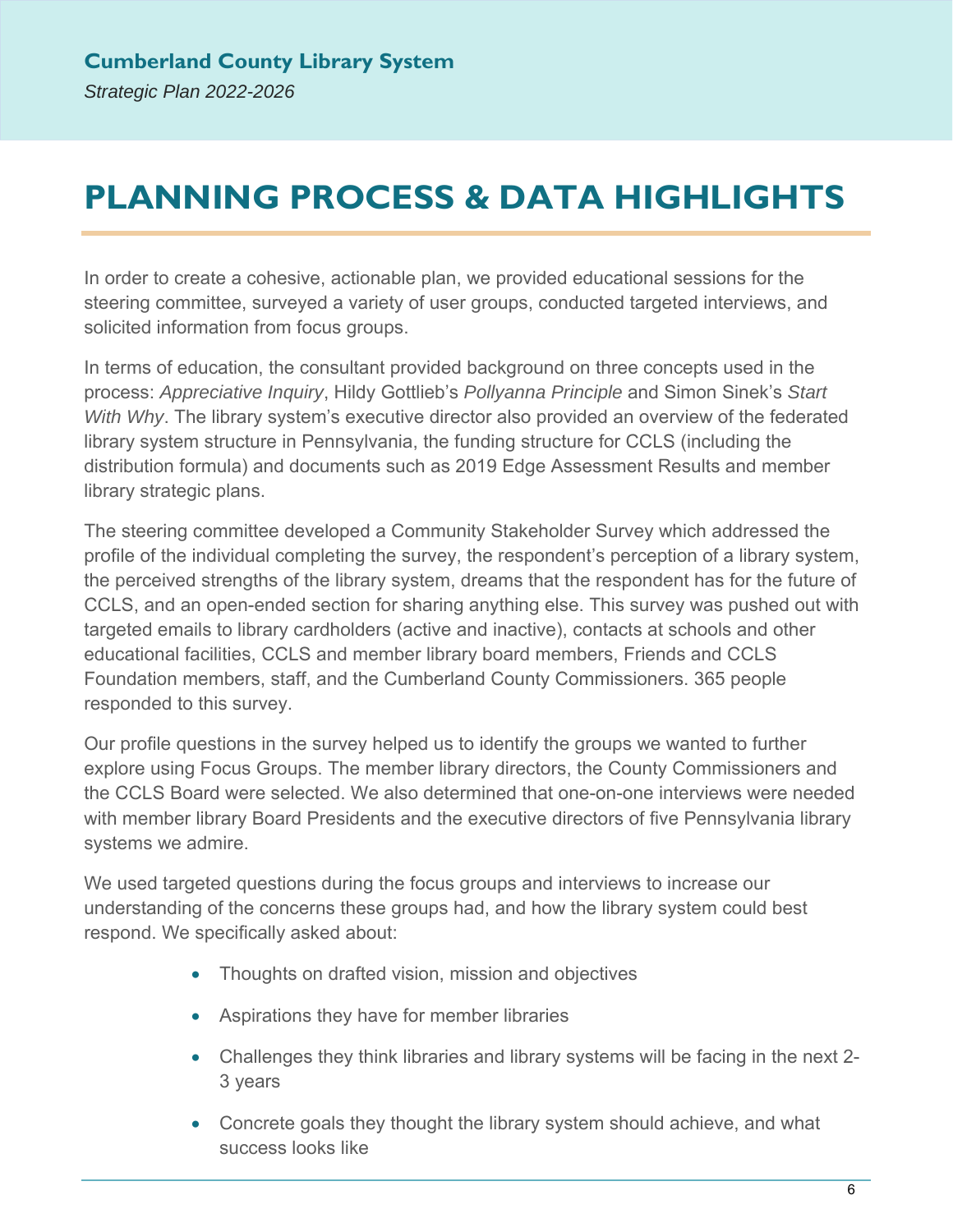# PLANNING PROCESS & DATA HIGHLIGHTS

In order to create a cohesive, actionable plan, we provided educational sessions for the steering committee, surveyed a variety of user groups, conducted targeted interviews, and solicited information from focus groups.

In terms of education, the consultant provided background on three concepts used in the process: *Appreciative Inquiry*, Hildy Gottlieb's *Pollyanna Principle* and Simon Sinek's *Start With Why*. The library system's executive director also provided an overview of the federated library system structure in Pennsylvania, the funding structure for CCLS (including the distribution formula) and documents such as 2019 Edge Assessment Results and member library strategic plans.

The steering committee developed a Community Stakeholder Survey which addressed the profile of the individual completing the survey, the respondent's perception of a library system, the perceived strengths of the library system, dreams that the respondent has for the future of CCLS, and an open-ended section for sharing anything else. This survey was pushed out with targeted emails to library cardholders (active and inactive), contacts at schools and other educational facilities, CCLS and member library board members, Friends and CCLS Foundation members, staff, and the Cumberland County Commissioners. 365 people responded to this survey.

Our profile questions in the survey helped us to identify the groups we wanted to further explore using Focus Groups. The member library directors, the County Commissioners and the CCLS Board were selected. We also determined that one-on-one interviews were needed with member library Board Presidents and the executive directors of five Pennsylvania library systems we admire.

We used targeted questions during the focus groups and interviews to increase our understanding of the concerns these groups had, and how the library system could best respond. We specifically asked about:

- Thoughts on drafted vision, mission and objectives
- Aspirations they have for member libraries
- Challenges they think libraries and library systems will be facing in the next 2-3 years
- Concrete goals they thought the library system should achieve, and what success looks like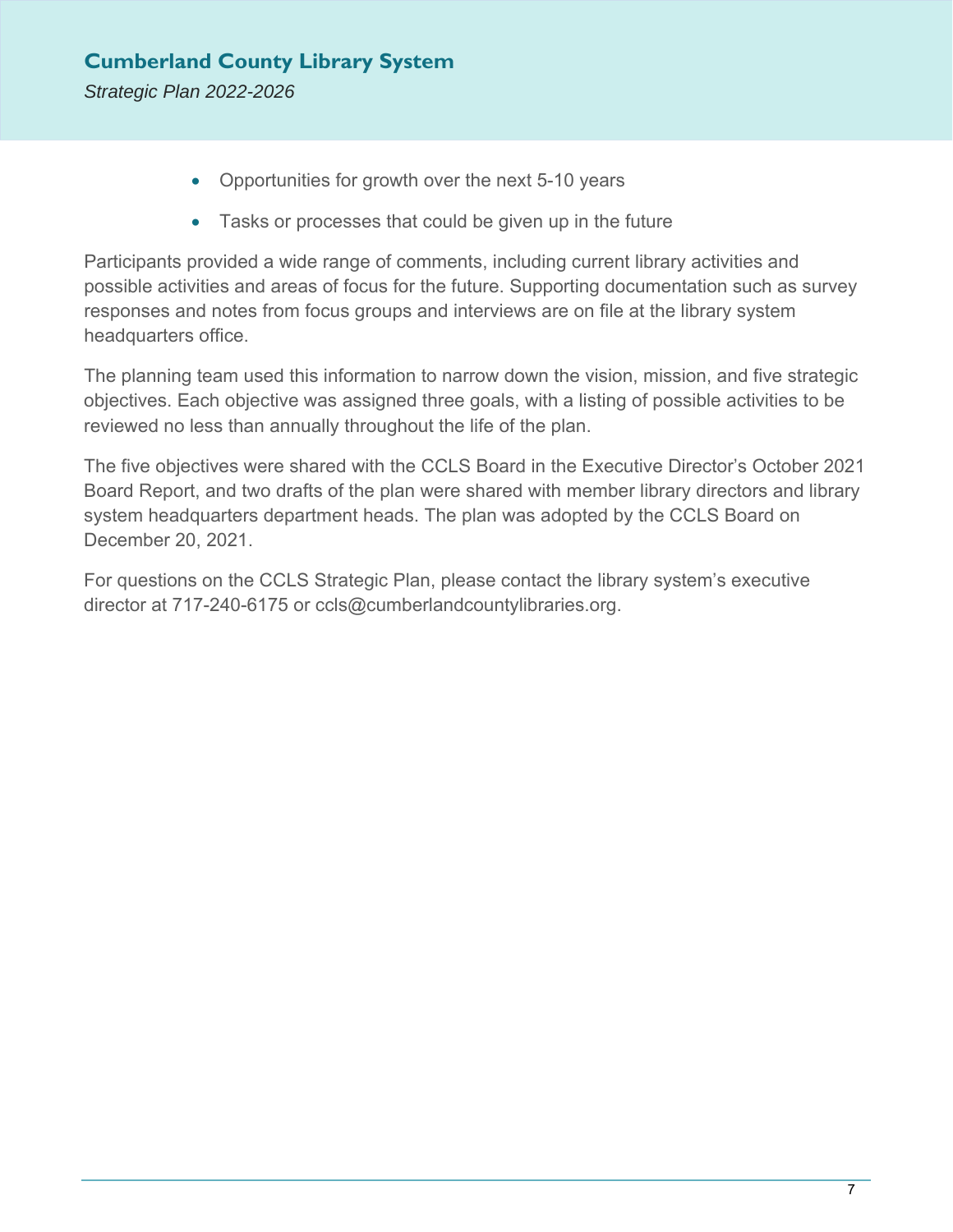- Opportunities for growth over the next 5-10 years
- Tasks or processes that could be given up in the future

Participants provided a wide range of comments, including current library activities and possible activities and areas of focus for the future. Supporting documentation such as survey responses and notes from focus groups and interviews are on file at the library system headquarters office.

The planning team used this information to narrow down the vision, mission, and five strategic objectives. Each objective was assigned three goals, with a listing of possible activities to be reviewed no less than annually throughout the life of the plan.

The five objectives were shared with the CCLS Board in the Executive Director's October 2021 Board Report, and two drafts of the plan were shared with member library directors and library system headquarters department heads. The plan was adopted by the CCLS Board on December 20, 2021.

For questions on the CCLS Strategic Plan, please contact the library system's executive director at 717-240-6175 or ccls@cumberlandcountylibraries.org.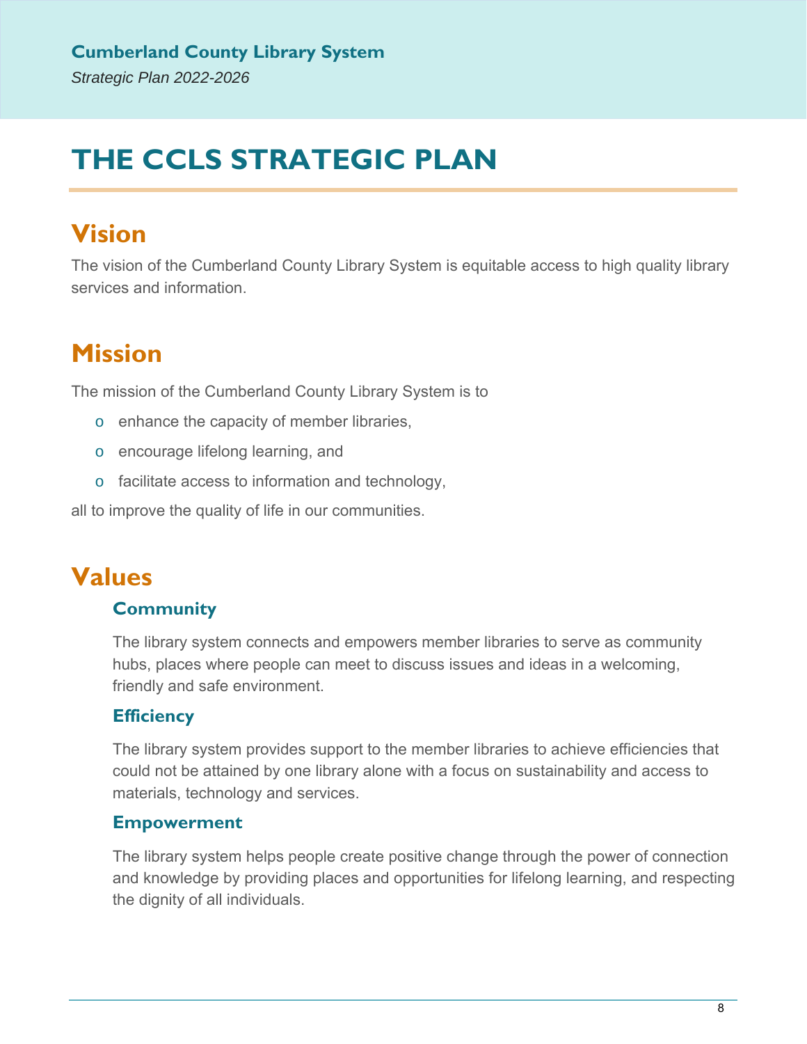# THE CCLS STRATEGIC PLAN

## Vision

The vision of the Cumberland County Library System is equitable access to high quality library services and information.

## Mission

The mission of the Cumberland County Library System is to

- enhance the capacity of member libraries,
- encourage lifelong learning, and
- facilitate access to information and technology,

all to improve the quality of life in our communities.

## Values

### Community

The library system connects and empowers member libraries to serve as community hubs, places where people can meet to discuss issues and ideas in a welcoming, friendly and safe environment.

### Efficiency

The library system provides support to the member libraries to achieve efficiencies that could not be attained by one library alone with a focus on sustainability and access to materials, technology and services.

### Empowerment

The library system helps people create positive change through the power of connection and knowledge by providing places and opportunities for lifelong learning, and respecting the dignity of all individuals.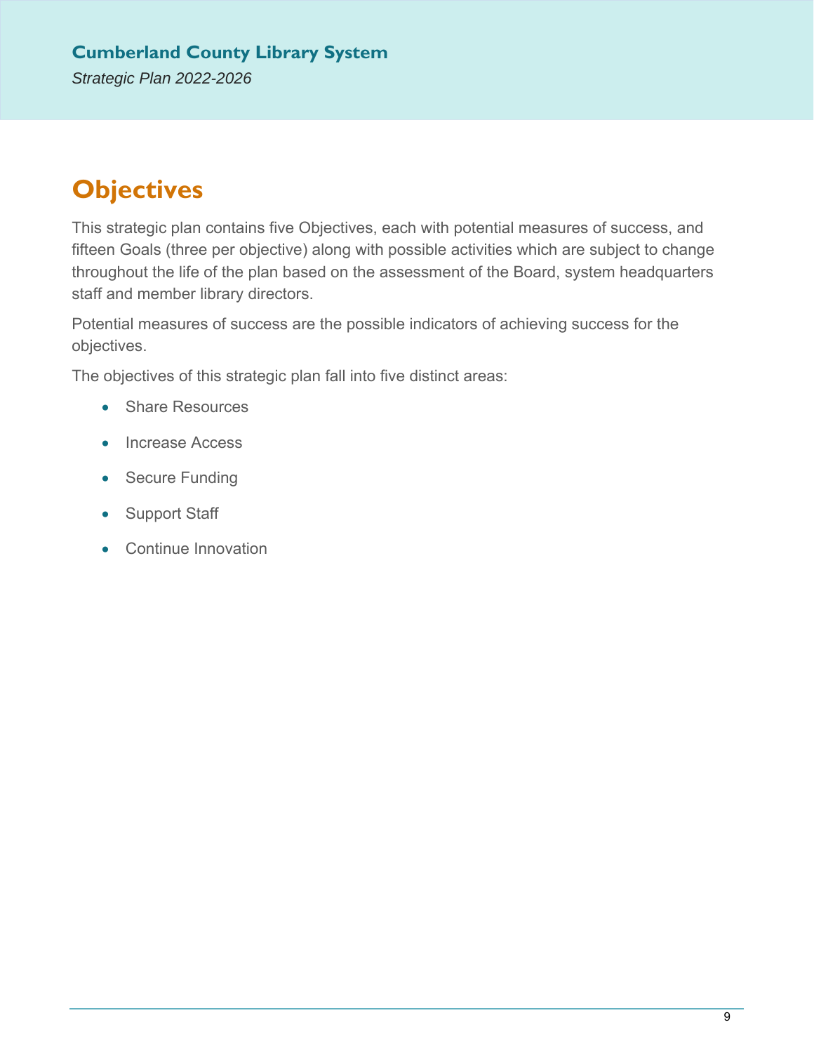# Objectives

This strategic plan contains five Objectives, each with potential measures of success, and fifteen Goals (three per objective) along with possible activities which are subject to change throughout the life of the plan based on the assessment of the Board, system headquarters staff and member library directors.

Potential measures of success are the possible indicators of achieving success for the objectives.

The objectives of this strategic plan fall into five distinct areas:

- Share Resources
- Increase Access
- Secure Funding
- Support Staff
- Continue Innovation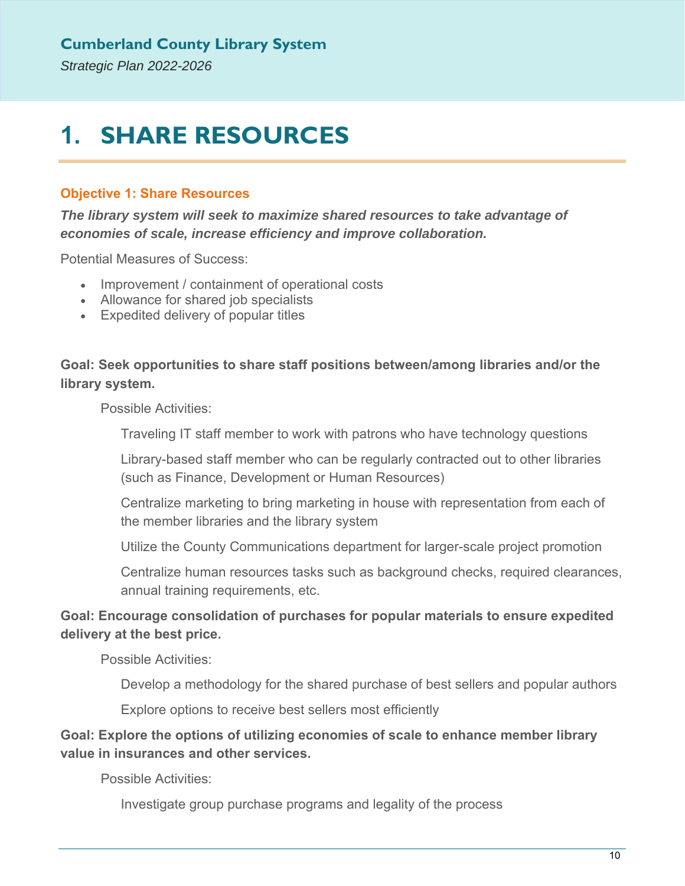# 1. SHARE RESOURCES

### Objective 1: Share Resources

***The library system will seek to maximize shared resources to take advantage of economies of scale, increase efficiency and improve collaboration.***

Potential Measures of Success:

- Improvement / containment of operational costs
- Allowance for shared job specialists
- Expedited delivery of popular titles

**Goal: Seek opportunities to share staff positions between/among libraries and/or the library system.**

Possible Activities:

Traveling IT staff member to work with patrons who have technology questions

Library-based staff member who can be regularly contracted out to other libraries (such as Finance, Development or Human Resources)

Centralize marketing to bring marketing in house with representation from each of the member libraries and the library system

Utilize the County Communications department for larger-scale project promotion

Centralize human resources tasks such as background checks, required clearances, annual training requirements, etc.

**Goal: Encourage consolidation of purchases for popular materials to ensure expedited delivery at the best price.**

Possible Activities:

Develop a methodology for the shared purchase of best sellers and popular authors

Explore options to receive best sellers most efficiently

**Goal: Explore the options of utilizing economies of scale to enhance member library value in insurances and other services.**

Possible Activities:

Investigate group purchase programs and legality of the process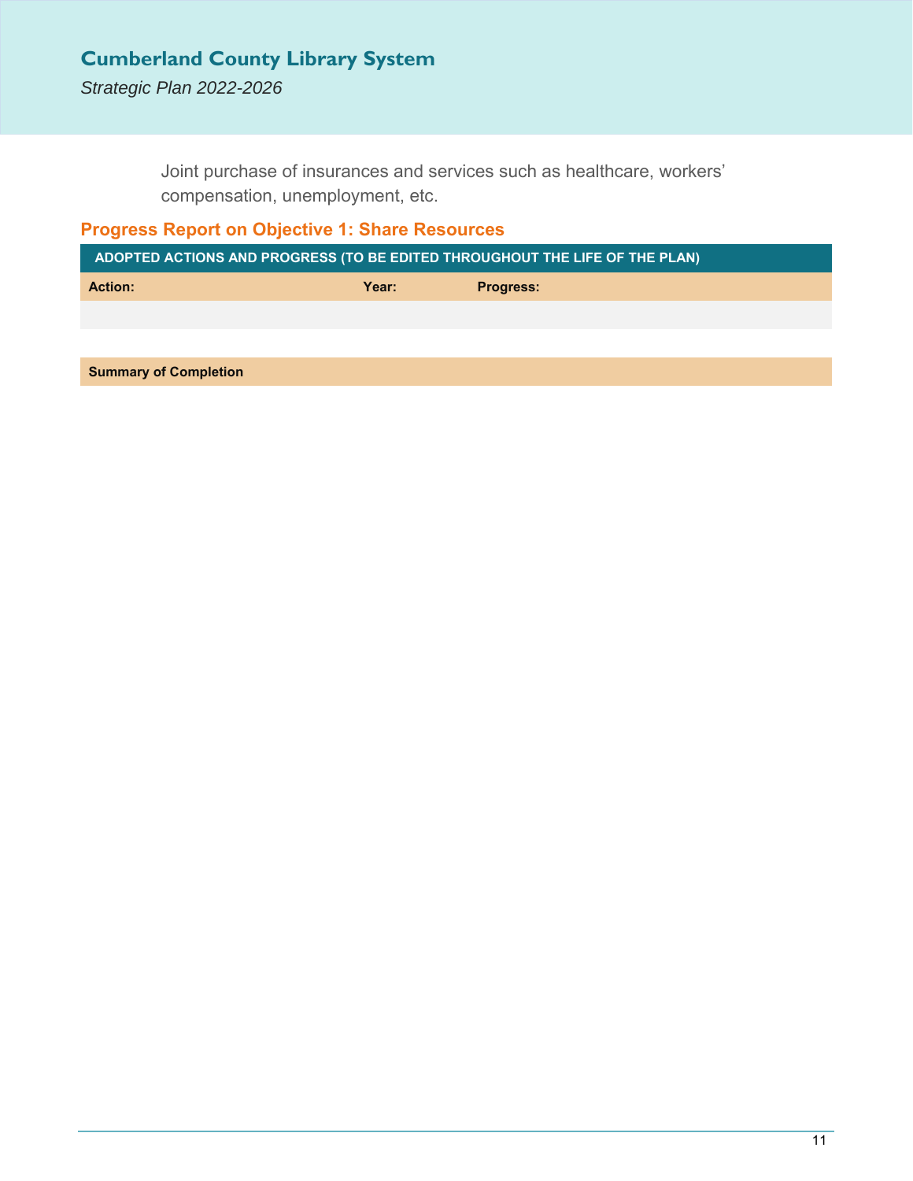Joint purchase of insurances and services such as healthcare, workers' compensation, unemployment, etc.

## Progress Report on Objective 1: Share Resources

| ADOPTED ACTIONS AND PROGRESS (TO BE EDITED THROUGHOUT THE LIFE OF THE PLAN) | | |
|---|---|---|
| **Action:** | **Year:** | **Progress:** |
| | | |

| **Summary of Completion** |
|---|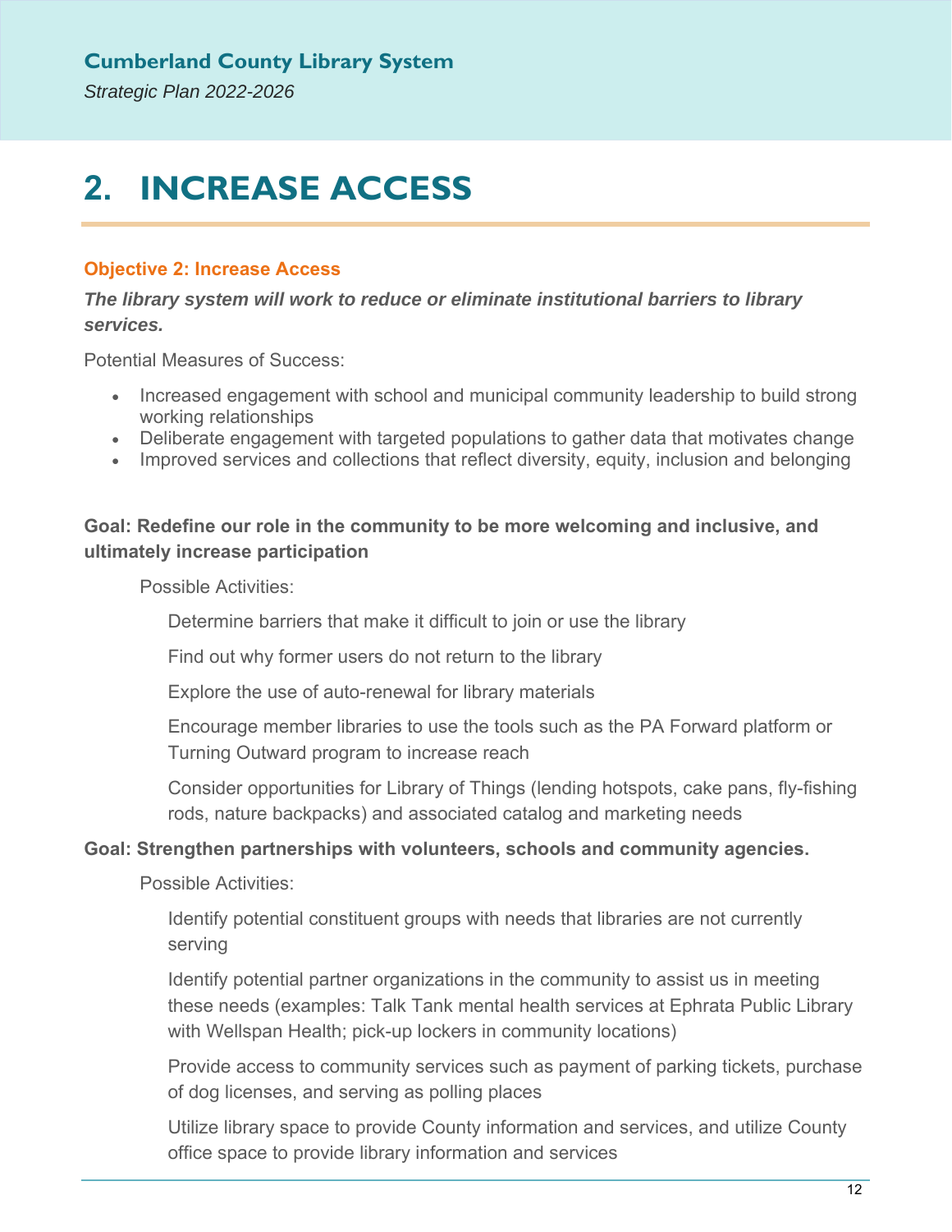# 2. INCREASE ACCESS

**Objective 2: Increase Access**

***The library system will work to reduce or eliminate institutional barriers to library services.***

Potential Measures of Success:

- Increased engagement with school and municipal community leadership to build strong working relationships
- Deliberate engagement with targeted populations to gather data that motivates change
- Improved services and collections that reflect diversity, equity, inclusion and belonging

**Goal: Redefine our role in the community to be more welcoming and inclusive, and ultimately increase participation**

Possible Activities:

Determine barriers that make it difficult to join or use the library

Find out why former users do not return to the library

Explore the use of auto-renewal for library materials

Encourage member libraries to use the tools such as the PA Forward platform or Turning Outward program to increase reach

Consider opportunities for Library of Things (lending hotspots, cake pans, fly-fishing rods, nature backpacks) and associated catalog and marketing needs

**Goal: Strengthen partnerships with volunteers, schools and community agencies.**

Possible Activities:

Identify potential constituent groups with needs that libraries are not currently serving

Identify potential partner organizations in the community to assist us in meeting these needs (examples: Talk Tank mental health services at Ephrata Public Library with Wellspan Health; pick-up lockers in community locations)

Provide access to community services such as payment of parking tickets, purchase of dog licenses, and serving as polling places

Utilize library space to provide County information and services, and utilize County office space to provide library information and services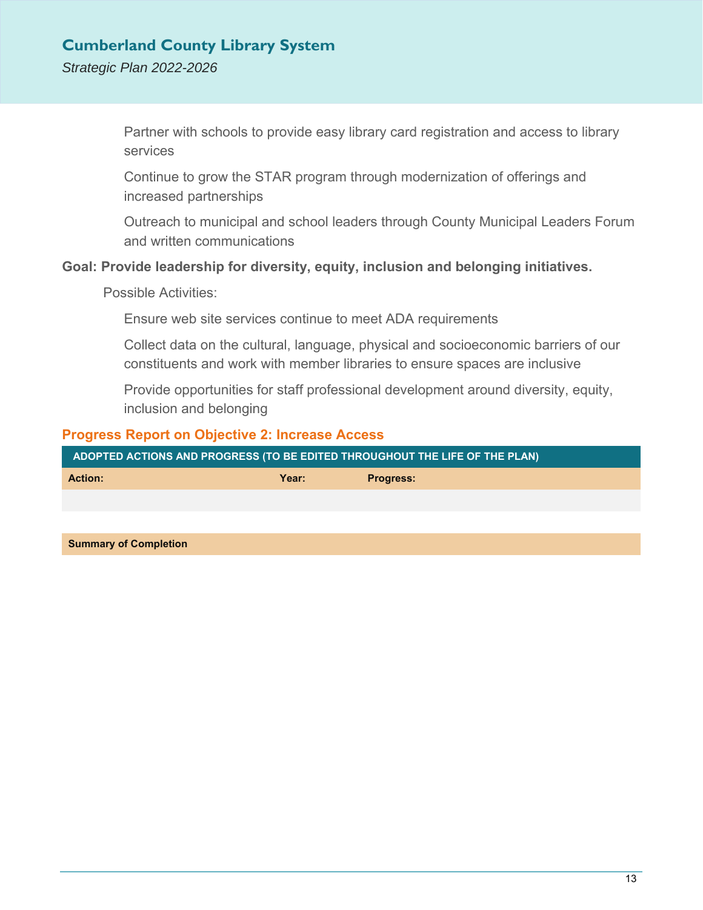- Partner with schools to provide easy library card registration and access to library services
- Continue to grow the STAR program through modernization of offerings and increased partnerships
- Outreach to municipal and school leaders through County Municipal Leaders Forum and written communications

**Goal: Provide leadership for diversity, equity, inclusion and belonging initiatives.**

Possible Activities:

- Ensure web site services continue to meet ADA requirements
- Collect data on the cultural, language, physical and socioeconomic barriers of our constituents and work with member libraries to ensure spaces are inclusive
- Provide opportunities for staff professional development around diversity, equity, inclusion and belonging

## Progress Report on Objective 2: Increase Access

| ADOPTED ACTIONS AND PROGRESS (TO BE EDITED THROUGHOUT THE LIFE OF THE PLAN) | | |
|---|---|---|
| **Action:** | **Year:** | **Progress:** |
| | | |

| **Summary of Completion** |
|---|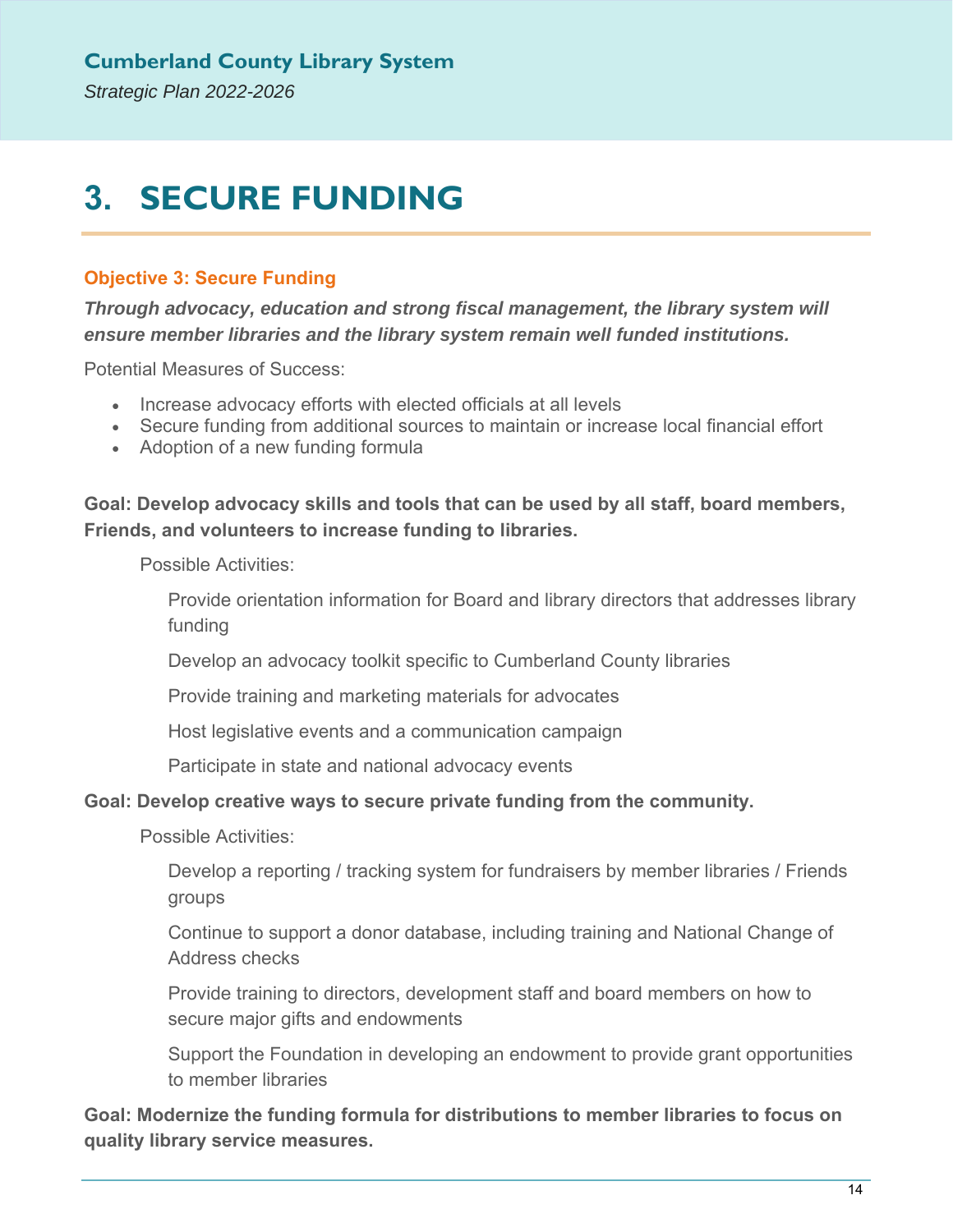# 3. SECURE FUNDING

**Objective 3: Secure Funding**

***Through advocacy, education and strong fiscal management, the library system will ensure member libraries and the library system remain well funded institutions.***

Potential Measures of Success:

- Increase advocacy efforts with elected officials at all levels
- Secure funding from additional sources to maintain or increase local financial effort
- Adoption of a new funding formula

**Goal: Develop advocacy skills and tools that can be used by all staff, board members, Friends, and volunteers to increase funding to libraries.**

Possible Activities:

Provide orientation information for Board and library directors that addresses library funding

Develop an advocacy toolkit specific to Cumberland County libraries

Provide training and marketing materials for advocates

Host legislative events and a communication campaign

Participate in state and national advocacy events

**Goal: Develop creative ways to secure private funding from the community.**

Possible Activities:

Develop a reporting / tracking system for fundraisers by member libraries / Friends groups

Continue to support a donor database, including training and National Change of Address checks

Provide training to directors, development staff and board members on how to secure major gifts and endowments

Support the Foundation in developing an endowment to provide grant opportunities to member libraries

**Goal: Modernize the funding formula for distributions to member libraries to focus on quality library service measures.**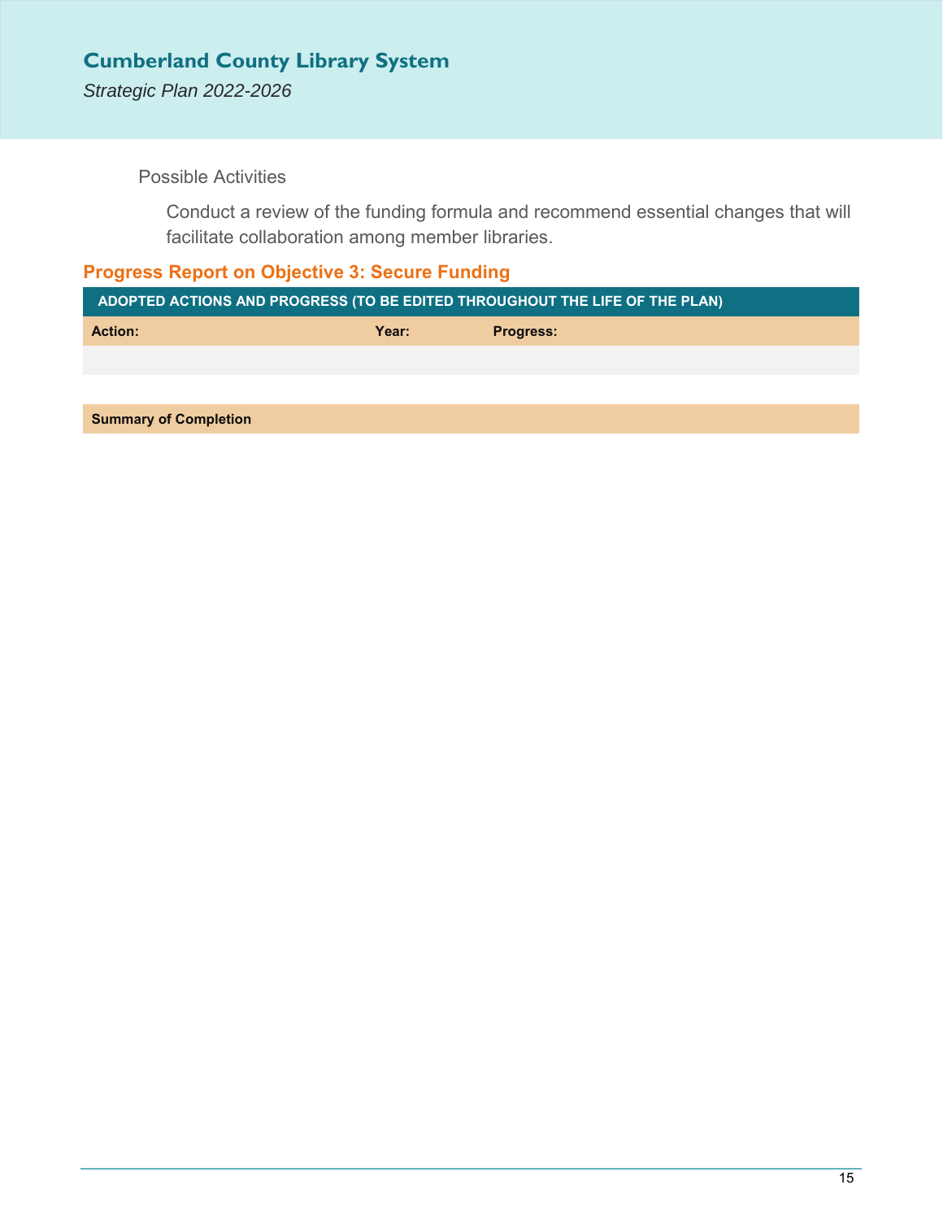Possible Activities

Conduct a review of the funding formula and recommend essential changes that will facilitate collaboration among member libraries.

## Progress Report on Objective 3: Secure Funding

| ADOPTED ACTIONS AND PROGRESS (TO BE EDITED THROUGHOUT THE LIFE OF THE PLAN) | | |
|---|---|---|
| **Action:** | **Year:** | **Progress:** |
| | | |

| **Summary of Completion** |
|---|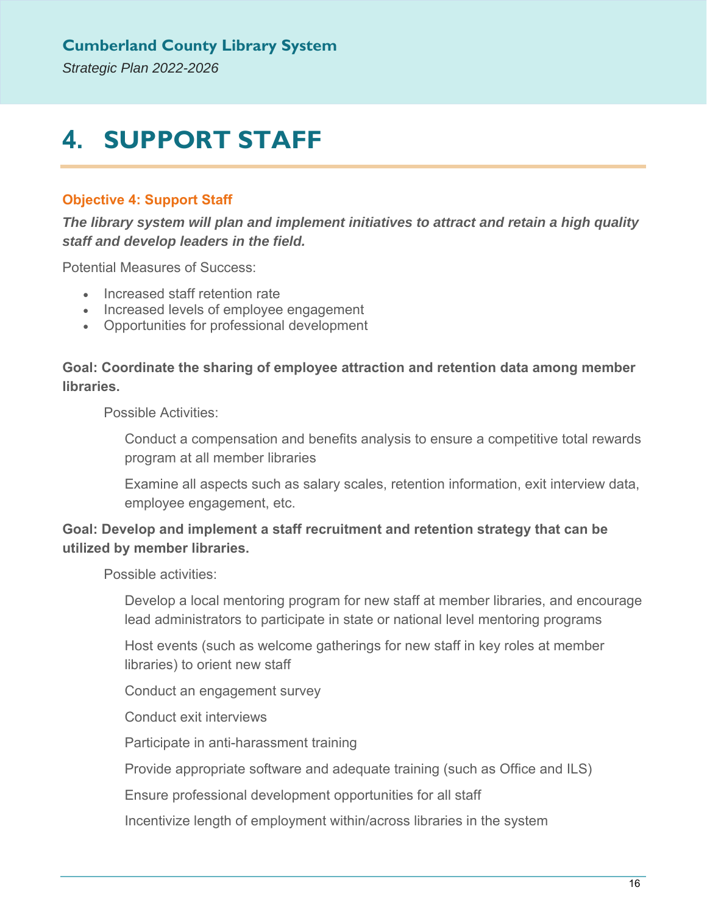# 4. SUPPORT STAFF

**Objective 4: Support Staff**

***The library system will plan and implement initiatives to attract and retain a high quality staff and develop leaders in the field.***

Potential Measures of Success:

- Increased staff retention rate
- Increased levels of employee engagement
- Opportunities for professional development

**Goal: Coordinate the sharing of employee attraction and retention data among member libraries.**

Possible Activities:

Conduct a compensation and benefits analysis to ensure a competitive total rewards program at all member libraries

Examine all aspects such as salary scales, retention information, exit interview data, employee engagement, etc.

**Goal: Develop and implement a staff recruitment and retention strategy that can be utilized by member libraries.**

Possible activities:

Develop a local mentoring program for new staff at member libraries, and encourage lead administrators to participate in state or national level mentoring programs

Host events (such as welcome gatherings for new staff in key roles at member libraries) to orient new staff

Conduct an engagement survey

Conduct exit interviews

Participate in anti-harassment training

Provide appropriate software and adequate training (such as Office and ILS)

Ensure professional development opportunities for all staff

Incentivize length of employment within/across libraries in the system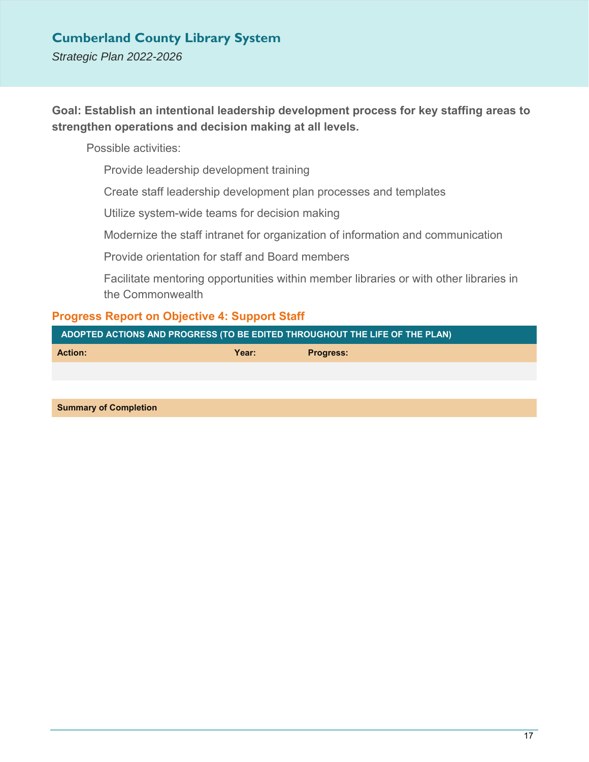**Goal: Establish an intentional leadership development process for key staffing areas to strengthen operations and decision making at all levels.**

Possible activities:

- Provide leadership development training
- Create staff leadership development plan processes and templates
- Utilize system-wide teams for decision making
- Modernize the staff intranet for organization of information and communication
- Provide orientation for staff and Board members
- Facilitate mentoring opportunities within member libraries or with other libraries in the Commonwealth

## Progress Report on Objective 4: Support Staff

| ADOPTED ACTIONS AND PROGRESS (TO BE EDITED THROUGHOUT THE LIFE OF THE PLAN) | | |
|---|---|---|
| **Action:** | **Year:** | **Progress:** |
| | | |

| **Summary of Completion** |
|---|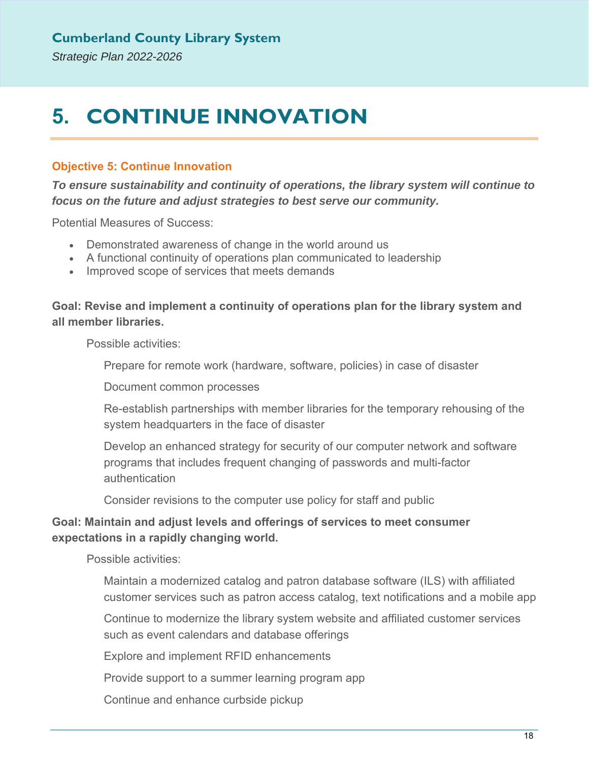# 5. CONTINUE INNOVATION

### Objective 5: Continue Innovation

***To ensure sustainability and continuity of operations, the library system will continue to focus on the future and adjust strategies to best serve our community.***

Potential Measures of Success:

- Demonstrated awareness of change in the world around us
- A functional continuity of operations plan communicated to leadership
- Improved scope of services that meets demands

**Goal: Revise and implement a continuity of operations plan for the library system and all member libraries.**

Possible activities:

Prepare for remote work (hardware, software, policies) in case of disaster

Document common processes

Re-establish partnerships with member libraries for the temporary rehousing of the system headquarters in the face of disaster

Develop an enhanced strategy for security of our computer network and software programs that includes frequent changing of passwords and multi-factor authentication

Consider revisions to the computer use policy for staff and public

**Goal: Maintain and adjust levels and offerings of services to meet consumer expectations in a rapidly changing world.**

Possible activities:

Maintain a modernized catalog and patron database software (ILS) with affiliated customer services such as patron access catalog, text notifications and a mobile app

Continue to modernize the library system website and affiliated customer services such as event calendars and database offerings

Explore and implement RFID enhancements

Provide support to a summer learning program app

Continue and enhance curbside pickup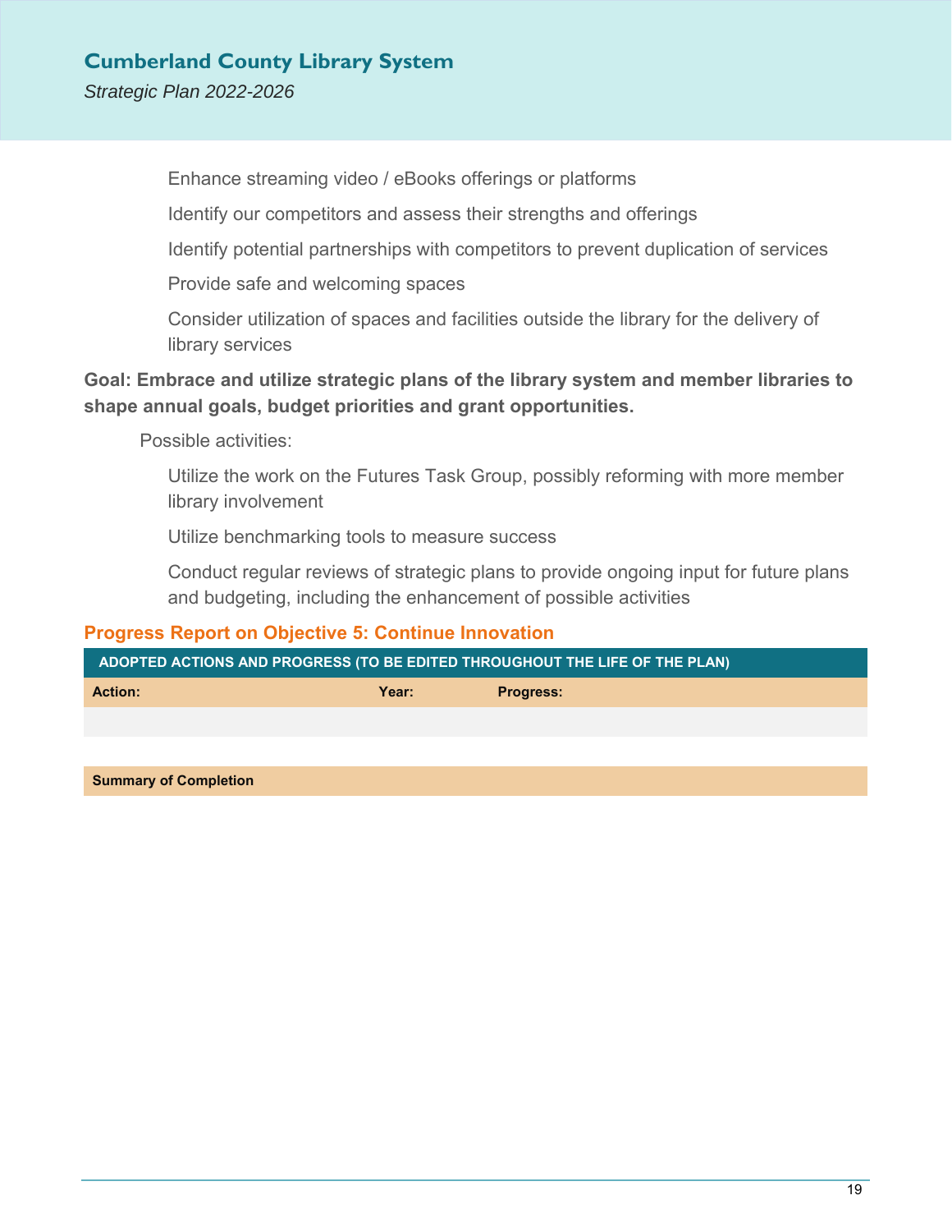- Enhance streaming video / eBooks offerings or platforms
- Identify our competitors and assess their strengths and offerings
- Identify potential partnerships with competitors to prevent duplication of services
- Provide safe and welcoming spaces
- Consider utilization of spaces and facilities outside the library for the delivery of library services

**Goal: Embrace and utilize strategic plans of the library system and member libraries to shape annual goals, budget priorities and grant opportunities.**

Possible activities:

- Utilize the work on the Futures Task Group, possibly reforming with more member library involvement
- Utilize benchmarking tools to measure success
- Conduct regular reviews of strategic plans to provide ongoing input for future plans and budgeting, including the enhancement of possible activities

## Progress Report on Objective 5: Continue Innovation

| ADOPTED ACTIONS AND PROGRESS (TO BE EDITED THROUGHOUT THE LIFE OF THE PLAN) | | |
|---|---|---|
| **Action:** | **Year:** | **Progress:** |
| | | |

| **Summary of Completion** |
|---|